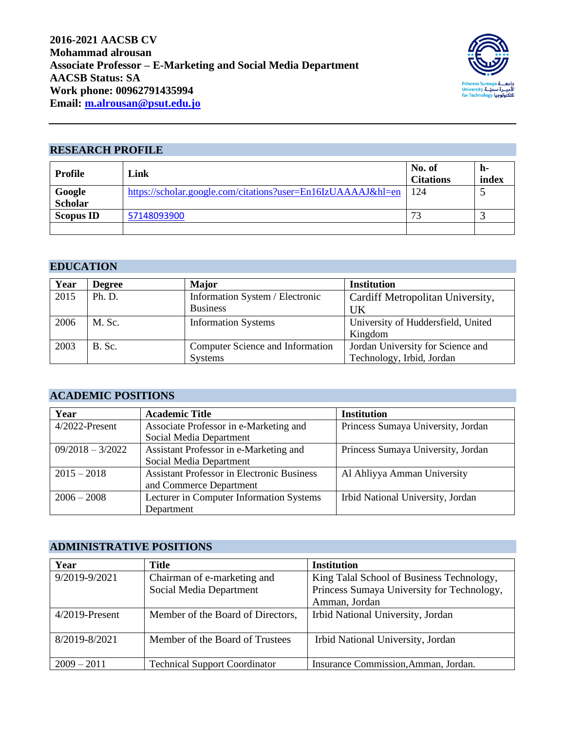**2016-2021 AACSB CV**
**Mohammad alrousan**
**Associate Professor – E-Marketing and Social Media Department**
**AACSB Status: SA**
**Work phone: 00962791435994**
**Email: m.alrousan@psut.edu.jo**

---

## RESEARCH PROFILE

| Profile | Link | No. of Citations | h-index |
|---|---|---|---|
| Google Scholar | https://scholar.google.com/citations?user=En16IzUAAAAJ&hl=en | 124 | 5 |
| Scopus ID | 57148093900 | 73 | 3 |
| | | | |

## EDUCATION

| Year | Degree | Major | Institution |
|---|---|---|---|
| 2015 | Ph. D. | Information System / Electronic Business | Cardiff Metropolitan University, UK |
| 2006 | M. Sc. | Information Systems | University of Huddersfield, United Kingdom |
| 2003 | B. Sc. | Computer Science and Information Systems | Jordan University for Science and Technology, Irbid, Jordan |

## ACADEMIC POSITIONS

| Year | Academic Title | Institution |
|---|---|---|
| 4/2022-Present | Associate Professor in e-Marketing and Social Media Department | Princess Sumaya University, Jordan |
| 09/2018 – 3/2022 | Assistant Professor in e-Marketing and Social Media Department | Princess Sumaya University, Jordan |
| 2015 – 2018 | Assistant Professor in Electronic Business and Commerce Department | Al Ahliyya Amman University |
| 2006 – 2008 | Lecturer in Computer Information Systems Department | Irbid National University, Jordan |

## ADMINISTRATIVE POSITIONS

| Year | Title | Institution |
|---|---|---|
| 9/2019-9/2021 | Chairman of e-marketing and Social Media Department | King Talal School of Business Technology, Princess Sumaya University for Technology, Amman, Jordan |
| 4/2019-Present | Member of the Board of Directors, | Irbid National University, Jordan |
| 8/2019-8/2021 | Member of the Board of Trustees | Irbid National University, Jordan |
| 2009 – 2011 | Technical Support Coordinator | Insurance Commission,Amman, Jordan. |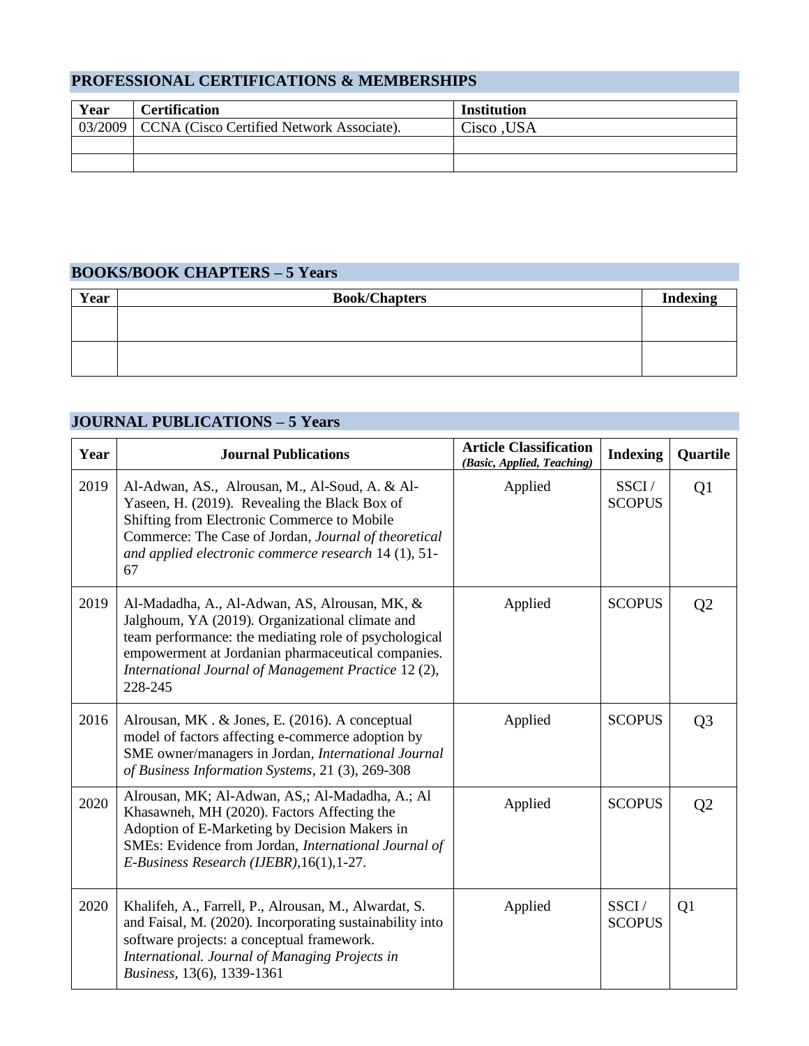## PROFESSIONAL CERTIFICATIONS & MEMBERSHIPS

| Year | Certification | Institution |
|---|---|---|
| 03/2009 | CCNA (Cisco Certified Network Associate). | Cisco ,USA |
| | | |
| | | |

## BOOKS/BOOK CHAPTERS – 5 Years

| Year | Book/Chapters | Indexing |
|---|---|---|
| | | |
| | | |

## JOURNAL PUBLICATIONS – 5 Years

| Year | Journal Publications | Article Classification *(Basic, Applied, Teaching)* | Indexing | Quartile |
|---|---|---|---|---|
| 2019 | Al-Adwan, AS., Alrousan, M., Al-Soud, A. & Al-Yaseen, H. (2019). Revealing the Black Box of Shifting from Electronic Commerce to Mobile Commerce: The Case of Jordan, *Journal of theoretical and applied electronic commerce research* 14 (1), 51-67 | Applied | SSCI / SCOPUS | Q1 |
| 2019 | Al-Madadha, A., Al-Adwan, AS, Alrousan, MK, & Jalghoum, YA (2019). Organizational climate and team performance: the mediating role of psychological empowerment at Jordanian pharmaceutical companies. *International Journal of Management Practice* 12 (2), 228-245 | Applied | SCOPUS | Q2 |
| 2016 | Alrousan, MK . & Jones, E. (2016). A conceptual model of factors affecting e-commerce adoption by SME owner/managers in Jordan, *International Journal of Business Information Systems*, 21 (3), 269-308 | Applied | SCOPUS | Q3 |
| 2020 | Alrousan, MK; Al-Adwan, AS,; Al-Madadha, A.; Al Khasawneh, MH (2020). Factors Affecting the Adoption of E-Marketing by Decision Makers in SMEs: Evidence from Jordan, *International Journal of E-Business Research (IJEBR)*,16(1),1-27. | Applied | SCOPUS | Q2 |
| 2020 | Khalifeh, A., Farrell, P., Alrousan, M., Alwardat, S. and Faisal, M. (2020). Incorporating sustainability into software projects: a conceptual framework. *International. Journal of Managing Projects in Business*, 13(6), 1339-1361 | Applied | SSCI / SCOPUS | Q1 |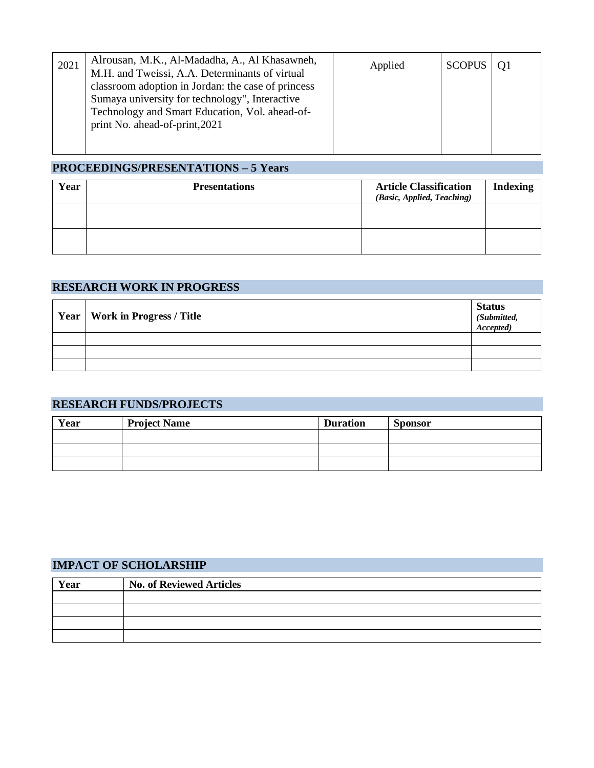| | | | | |
|---|---|---|---|---|
| 2021 | Alrousan, M.K., Al-Madadha, A., Al Khasawneh, M.H. and Tweissi, A.A. Determinants of virtual classroom adoption in Jordan: the case of princess Sumaya university for technology", Interactive Technology and Smart Education, Vol. ahead-of-print No. ahead-of-print,2021 | Applied | SCOPUS | Q1 |

## PROCEEDINGS/PRESENTATIONS – 5 Years

| Year | Presentations | Article Classification *(Basic, Applied, Teaching)* | Indexing |
|---|---|---|---|
| | | | |
| | | | |

## RESEARCH WORK IN PROGRESS

| Year | Work in Progress / Title | Status *(Submitted, Accepted)* |
|---|---|---|
| | | |
| | | |
| | | |

## RESEARCH FUNDS/PROJECTS

| Year | Project Name | Duration | Sponsor |
|---|---|---|---|
| | | | |
| | | | |
| | | | |

## IMPACT OF SCHOLARSHIP

| Year | No. of Reviewed Articles |
|---|---|
| | |
| | |
| | |
| | |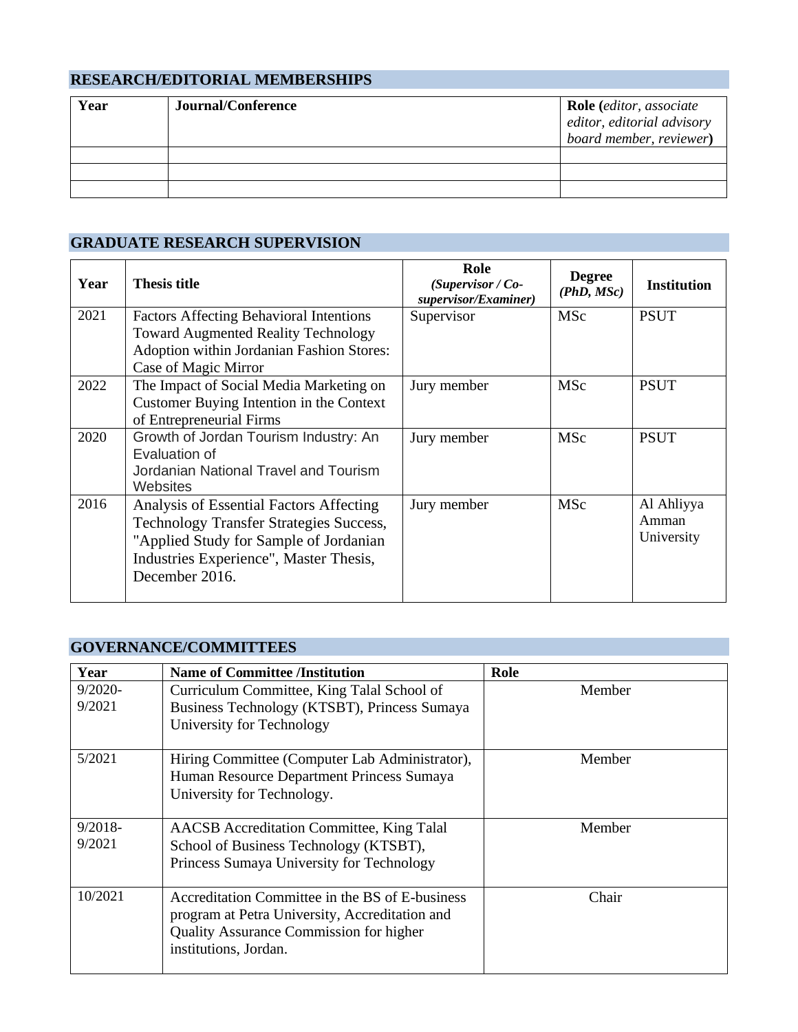## RESEARCH/EDITORIAL MEMBERSHIPS

| Year | Journal/Conference | Role (*editor, associate editor, editorial advisory board member, reviewer*) |
|---|---|---|
| | | |
| | | |
| | | |

## GRADUATE RESEARCH SUPERVISION

| Year | Thesis title | Role *(Supervisor / Co-supervisor/Examiner)* | Degree *(PhD, MSc)* | Institution |
|---|---|---|---|---|
| 2021 | Factors Affecting Behavioral Intentions Toward Augmented Reality Technology Adoption within Jordanian Fashion Stores: Case of Magic Mirror | Supervisor | MSc | PSUT |
| 2022 | The Impact of Social Media Marketing on Customer Buying Intention in the Context of Entrepreneurial Firms | Jury member | MSc | PSUT |
| 2020 | Growth of Jordan Tourism Industry: An Evaluation of Jordanian National Travel and Tourism Websites | Jury member | MSc | PSUT |
| 2016 | Analysis of Essential Factors Affecting Technology Transfer Strategies Success, "Applied Study for Sample of Jordanian Industries Experience", Master Thesis, December 2016. | Jury member | MSc | Al Ahliyya Amman University |

## GOVERNANCE/COMMITTEES

| Year | Name of Committee /Institution | Role |
|---|---|---|
| 9/2020-9/2021 | Curriculum Committee, King Talal School of Business Technology (KTSBT), Princess Sumaya University for Technology | Member |
| 5/2021 | Hiring Committee (Computer Lab Administrator), Human Resource Department Princess Sumaya University for Technology. | Member |
| 9/2018-9/2021 | AACSB Accreditation Committee, King Talal School of Business Technology (KTSBT), Princess Sumaya University for Technology | Member |
| 10/2021 | Accreditation Committee in the BS of E-business program at Petra University, Accreditation and Quality Assurance Commission for higher institutions, Jordan. | Chair |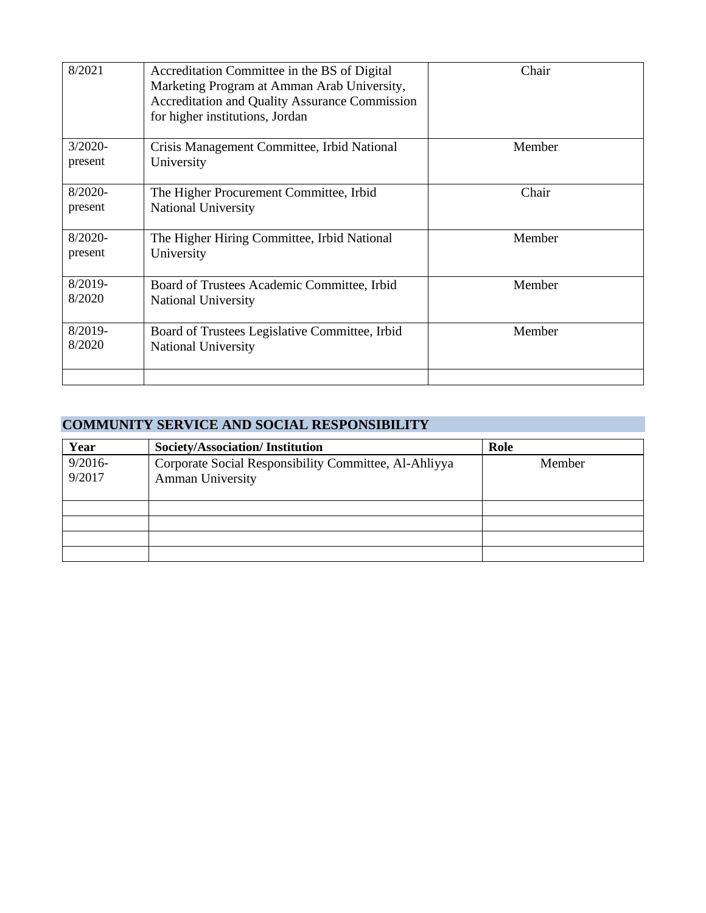| | | |
|---|---|---|
| 8/2021 | Accreditation Committee in the BS of Digital Marketing Program at Amman Arab University, Accreditation and Quality Assurance Commission for higher institutions, Jordan | Chair |
| 3/2020-present | Crisis Management Committee, Irbid National University | Member |
| 8/2020-present | The Higher Procurement Committee, Irbid National University | Chair |
| 8/2020-present | The Higher Hiring Committee, Irbid National University | Member |
| 8/2019-8/2020 | Board of Trustees Academic Committee, Irbid National University | Member |
| 8/2019-8/2020 | Board of Trustees Legislative Committee, Irbid National University | Member |
| | | |

## COMMUNITY SERVICE AND SOCIAL RESPONSIBILITY

| Year | Society/Association/ Institution | Role |
|---|---|---|
| 9/2016-9/2017 | Corporate Social Responsibility Committee, Al-Ahliyya Amman University | Member |
| | | |
| | | |
| | | |
| | | |